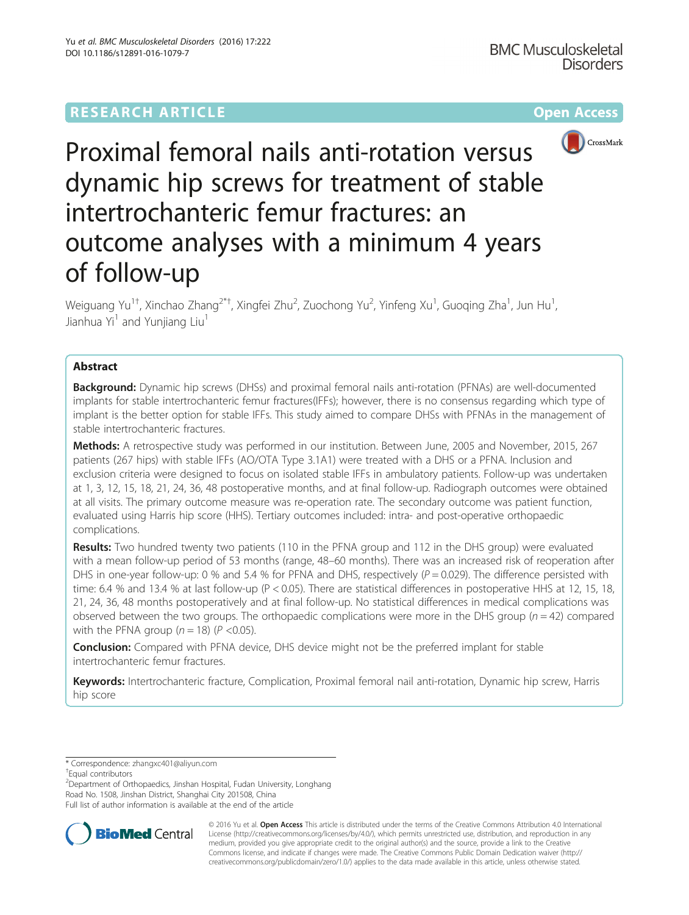RESEARCH ARTICLE

Open Access

# Proximal femoral nails anti-rotation versus dynamic hip screws for treatment of stable intertrochanteric femur fractures: an outcome analyses with a minimum 4 years of follow-up

Weiguang Yu[1†], Xinchao Zhang[2*†], Xingfei Zhu[2], Zuochong Yu[2], Yinfeng Xu[1], Guoqing Zha[1], Jun Hu[1], Jianhua Yi[1] and Yunjiang Liu[1]

## Abstract

**Background:** Dynamic hip screws (DHSs) and proximal femoral nails anti-rotation (PFNAs) are well-documented implants for stable intertrochanteric femur fractures(IFFs); however, there is no consensus regarding which type of implant is the better option for stable IFFs. This study aimed to compare DHSs with PFNAs in the management of stable intertrochanteric fractures.

**Methods:** A retrospective study was performed in our institution. Between June, 2005 and November, 2015, 267 patients (267 hips) with stable IFFs (AO/OTA Type 3.1A1) were treated with a DHS or a PFNA. Inclusion and exclusion criteria were designed to focus on isolated stable IFFs in ambulatory patients. Follow-up was undertaken at 1, 3, 12, 15, 18, 21, 24, 36, 48 postoperative months, and at final follow-up. Radiograph outcomes were obtained at all visits. The primary outcome measure was re-operation rate. The secondary outcome was patient function, evaluated using Harris hip score (HHS). Tertiary outcomes included: intra- and post-operative orthopaedic complications.

**Results:** Two hundred twenty two patients (110 in the PFNA group and 112 in the DHS group) were evaluated with a mean follow-up period of 53 months (range, 48–60 months). There was an increased risk of reoperation after DHS in one-year follow-up: 0 % and 5.4 % for PFNA and DHS, respectively ($P = 0.029$). The difference persisted with time: 6.4 % and 13.4 % at last follow-up ($P < 0.05$). There are statistical differences in postoperative HHS at 12, 15, 18, 21, 24, 36, 48 months postoperatively and at final follow-up. No statistical differences in medical complications was observed between the two groups. The orthopaedic complications were more in the DHS group ($n = 42$) compared with the PFNA group ($n = 18$) ($P < 0.05$).

**Conclusion:** Compared with PFNA device, DHS device might not be the preferred implant for stable intertrochanteric femur fractures.

**Keywords:** Intertrochanteric fracture, Complication, Proximal femoral nail anti-rotation, Dynamic hip screw, Harris hip score

\* Correspondence: zhangxc401@aliyun.com

†Equal contributors

[2]Department of Orthopaedics, Jinshan Hospital, Fudan University, Longhang Road No. 1508, Jinshan District, Shanghai City 201508, China

Full list of author information is available at the end of the article

© 2016 Yu et al. **Open Access** This article is distributed under the terms of the Creative Commons Attribution 4.0 International License (http://creativecommons.org/licenses/by/4.0/), which permits unrestricted use, distribution, and reproduction in any medium, provided you give appropriate credit to the original author(s) and the source, provide a link to the Creative Commons license, and indicate if changes were made. The Creative Commons Public Domain Dedication waiver (http://creativecommons.org/publicdomain/zero/1.0/) applies to the data made available in this article, unless otherwise stated.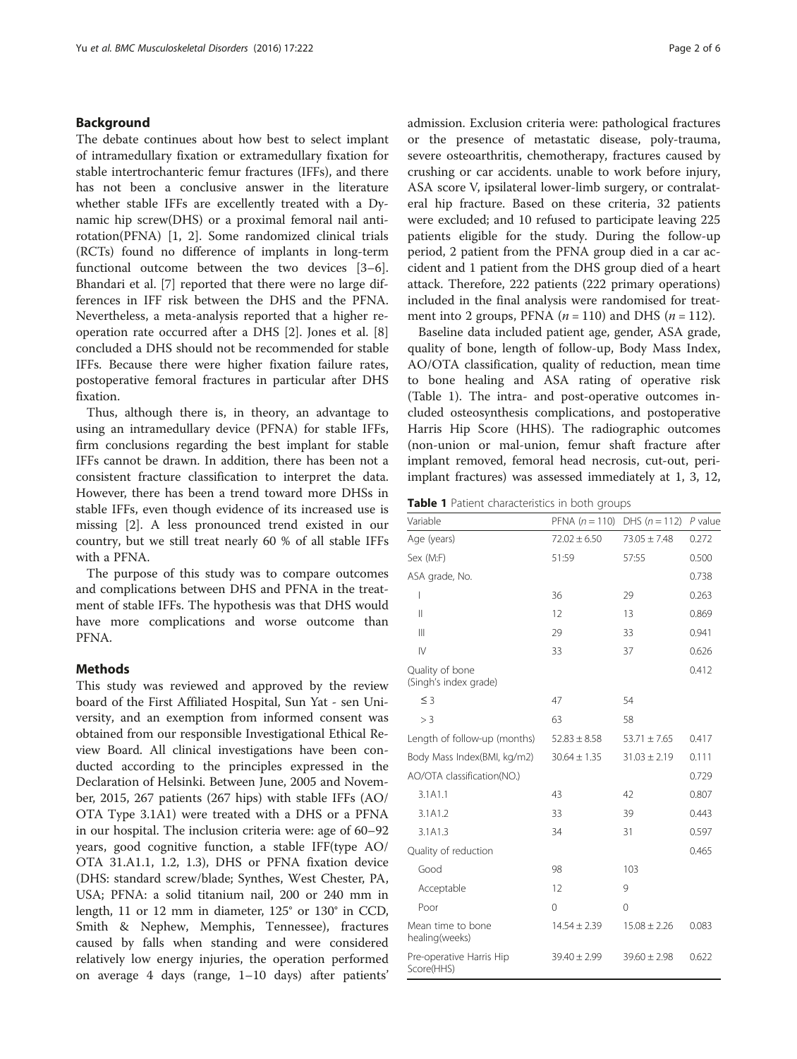## Background

The debate continues about how best to select implant of intramedullary fixation or extramedullary fixation for stable intertrochanteric femur fractures (IFFs), and there has not been a conclusive answer in the literature whether stable IFFs are excellently treated with a Dynamic hip screw(DHS) or a proximal femoral nail antirotation(PFNA) [1, 2]. Some randomized clinical trials (RCTs) found no difference of implants in long-term functional outcome between the two devices [3–6]. Bhandari et al. [7] reported that there were no large differences in IFF risk between the DHS and the PFNA. Nevertheless, a meta-analysis reported that a higher reoperation rate occurred after a DHS [2]. Jones et al. [8] concluded a DHS should not be recommended for stable IFFs. Because there were higher fixation failure rates, postoperative femoral fractures in particular after DHS fixation.

Thus, although there is, in theory, an advantage to using an intramedullary device (PFNA) for stable IFFs, firm conclusions regarding the best implant for stable IFFs cannot be drawn. In addition, there has been not a consistent fracture classification to interpret the data. However, there has been a trend toward more DHSs in stable IFFs, even though evidence of its increased use is missing [2]. A less pronounced trend existed in our country, but we still treat nearly 60 % of all stable IFFs with a PFNA.

The purpose of this study was to compare outcomes and complications between DHS and PFNA in the treatment of stable IFFs. The hypothesis was that DHS would have more complications and worse outcome than PFNA.

## Methods

This study was reviewed and approved by the review board of the First Affiliated Hospital, Sun Yat - sen University, and an exemption from informed consent was obtained from our responsible Investigational Ethical Review Board. All clinical investigations have been conducted according to the principles expressed in the Declaration of Helsinki. Between June, 2005 and November, 2015, 267 patients (267 hips) with stable IFFs (AO/OTA Type 3.1A1) were treated with a DHS or a PFNA in our hospital. The inclusion criteria were: age of 60–92 years, good cognitive function, a stable IFF(type AO/OTA 31.A1.1, 1.2, 1.3), DHS or PFNA fixation device (DHS: standard screw/blade; Synthes, West Chester, PA, USA; PFNA: a solid titanium nail, 200 or 240 mm in length, 11 or 12 mm in diameter, 125° or 130° in CCD, Smith & Nephew, Memphis, Tennessee), fractures caused by falls when standing and were considered relatively low energy injuries, the operation performed on average 4 days (range, 1–10 days) after patients' admission. Exclusion criteria were: pathological fractures or the presence of metastatic disease, poly-trauma, severe osteoarthritis, chemotherapy, fractures caused by crushing or car accidents. unable to work before injury, ASA score V, ipsilateral lower-limb surgery, or contralateral hip fracture. Based on these criteria, 32 patients were excluded; and 10 refused to participate leaving 225 patients eligible for the study. During the follow-up period, 2 patient from the PFNA group died in a car accident and 1 patient from the DHS group died of a heart attack. Therefore, 222 patients (222 primary operations) included in the final analysis were randomised for treatment into 2 groups, PFNA (*n* = 110) and DHS (*n* = 112).

Baseline data included patient age, gender, ASA grade, quality of bone, length of follow-up, Body Mass Index, AO/OTA classification, quality of reduction, mean time to bone healing and ASA rating of operative risk (Table 1). The intra- and post-operative outcomes included osteosynthesis complications, and postoperative Harris Hip Score (HHS). The radiographic outcomes (non-union or mal-union, femur shaft fracture after implant removed, femoral head necrosis, cut-out, peri-implant fractures) was assessed immediately at 1, 3, 12,

**Table 1** Patient characteristics in both groups

| Variable | PFNA (*n* = 110) | DHS (*n* = 112) | *P* value |
|---|---|---|---|
| Age (years) | 72.02 ± 6.50 | 73.05 ± 7.48 | 0.272 |
| Sex (M:F) | 51:59 | 57:55 | 0.500 |
| ASA grade, No. | | | 0.738 |
| I | 36 | 29 | 0.263 |
| II | 12 | 13 | 0.869 |
| III | 29 | 33 | 0.941 |
| IV | 33 | 37 | 0.626 |
| Quality of bone (Singh's index grade) | | | 0.412 |
| ≤ 3 | 47 | 54 | |
| > 3 | 63 | 58 | |
| Length of follow-up (months) | 52.83 ± 8.58 | 53.71 ± 7.65 | 0.417 |
| Body Mass Index(BMI, kg/m2) | 30.64 ± 1.35 | 31.03 ± 2.19 | 0.111 |
| AO/OTA classification(NO.) | | | 0.729 |
| 3.1A1.1 | 43 | 42 | 0.807 |
| 3.1A1.2 | 33 | 39 | 0.443 |
| 3.1A1.3 | 34 | 31 | 0.597 |
| Quality of reduction | | | 0.465 |
| Good | 98 | 103 | |
| Acceptable | 12 | 9 | |
| Poor | 0 | 0 | |
| Mean time to bone healing(weeks) | 14.54 ± 2.39 | 15.08 ± 2.26 | 0.083 |
| Pre-operative Harris Hip Score(HHS) | 39.40 ± 2.99 | 39.60 ± 2.98 | 0.622 |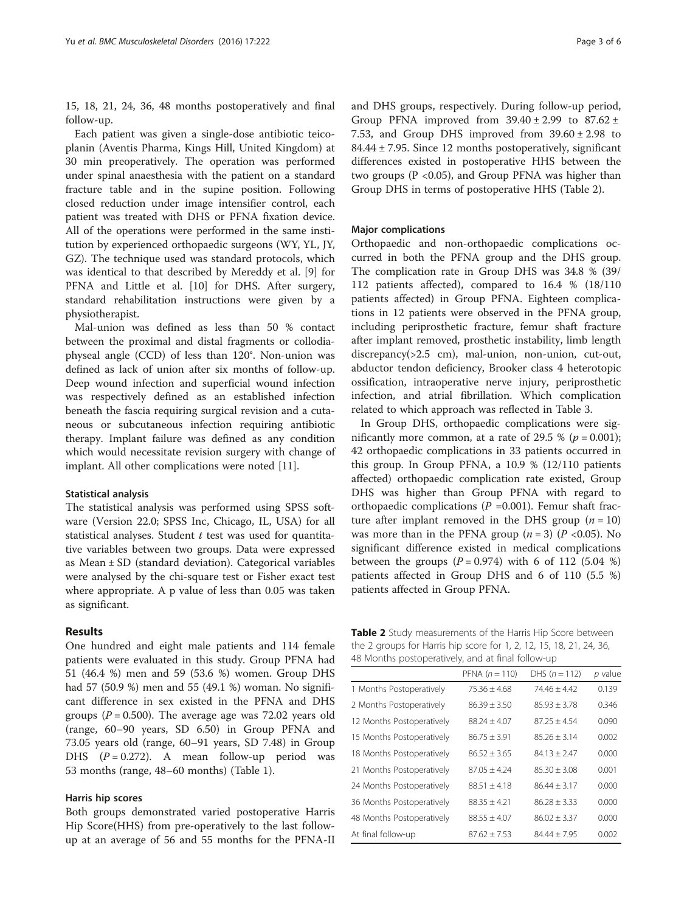15, 18, 21, 24, 36, 48 months postoperatively and final follow-up.

Each patient was given a single-dose antibiotic teicoplanin (Aventis Pharma, Kings Hill, United Kingdom) at 30 min preoperatively. The operation was performed under spinal anaesthesia with the patient on a standard fracture table and in the supine position. Following closed reduction under image intensifier control, each patient was treated with DHS or PFNA fixation device. All of the operations were performed in the same institution by experienced orthopaedic surgeons (WY, YL, JY, GZ). The technique used was standard protocols, which was identical to that described by Mereddy et al. [9] for PFNA and Little et al. [10] for DHS. After surgery, standard rehabilitation instructions were given by a physiotherapist.

Mal-union was defined as less than 50 % contact between the proximal and distal fragments or collodiaphyseal angle (CCD) of less than 120°. Non-union was defined as lack of union after six months of follow-up. Deep wound infection and superficial wound infection was respectively defined as an established infection beneath the fascia requiring surgical revision and a cutaneous or subcutaneous infection requiring antibiotic therapy. Implant failure was defined as any condition which would necessitate revision surgery with change of implant. All other complications were noted [11].

### Statistical analysis

The statistical analysis was performed using SPSS software (Version 22.0; SPSS Inc, Chicago, IL, USA) for all statistical analyses. Student *t* test was used for quantitative variables between two groups. Data were expressed as Mean ± SD (standard deviation). Categorical variables were analysed by the chi-square test or Fisher exact test where appropriate. A p value of less than 0.05 was taken as significant.

## Results

One hundred and eight male patients and 114 female patients were evaluated in this study. Group PFNA had 51 (46.4 %) men and 59 (53.6 %) women. Group DHS had 57 (50.9 %) men and 55 (49.1 %) woman. No significant difference in sex existed in the PFNA and DHS groups ($P = 0.500$). The average age was 72.02 years old (range, 60–90 years, SD 6.50) in Group PFNA and 73.05 years old (range, 60–91 years, SD 7.48) in Group DHS ($P = 0.272$). A mean follow-up period was 53 months (range, 48–60 months) (Table 1).

### Harris hip scores

Both groups demonstrated varied postoperative Harris Hip Score(HHS) from pre-operatively to the last follow-up at an average of 56 and 55 months for the PFNA-II and DHS groups, respectively. During follow-up period, Group PFNA improved from 39.40 ± 2.99 to 87.62 ± 7.53, and Group DHS improved from 39.60 ± 2.98 to 84.44 ± 7.95. Since 12 months postoperatively, significant differences existed in postoperative HHS between the two groups ($P < 0.05$), and Group PFNA was higher than Group DHS in terms of postoperative HHS (Table 2).

### Major complications

Orthopaedic and non-orthopaedic complications occurred in both the PFNA group and the DHS group. The complication rate in Group DHS was 34.8 % (39/112 patients affected), compared to 16.4 % (18/110 patients affected) in Group PFNA. Eighteen complications in 12 patients were observed in the PFNA group, including periprosthetic fracture, femur shaft fracture after implant removed, prosthetic instability, limb length discrepancy(>2.5 cm), mal-union, non-union, cut-out, abductor tendon deficiency, Brooker class 4 heterotopic ossification, intraoperative nerve injury, periprosthetic infection, and atrial fibrillation. Which complication related to which approach was reflected in Table 3.

In Group DHS, orthopaedic complications were significantly more common, at a rate of 29.5 % ($p = 0.001$); 42 orthopaedic complications in 33 patients occurred in this group. In Group PFNA, a 10.9 % (12/110 patients affected) orthopaedic complication rate existed, Group DHS was higher than Group PFNA with regard to orthopaedic complications ($P = 0.001$). Femur shaft fracture after implant removed in the DHS group ($n = 10$) was more than in the PFNA group ($n = 3$) ($P < 0.05$). No significant difference existed in medical complications between the groups ($P = 0.974$) with 6 of 112 (5.04 %) patients affected in Group DHS and 6 of 110 (5.5 %) patients affected in Group PFNA.

**Table 2** Study measurements of the Harris Hip Score between the 2 groups for Harris hip score for 1, 2, 12, 15, 18, 21, 24, 36, 48 Months postoperatively, and at final follow-up

| | PFNA ($n = 110$) | DHS ($n = 112$) | *p* value |
|---|---|---|---|
| 1 Months Postoperatively | 75.36 ± 4.68 | 74.46 ± 4.42 | 0.139 |
| 2 Months Postoperatively | 86.39 ± 3.50 | 85.93 ± 3.78 | 0.346 |
| 12 Months Postoperatively | 88.24 ± 4.07 | 87.25 ± 4.54 | 0.090 |
| 15 Months Postoperatively | 86.75 ± 3.91 | 85.26 ± 3.14 | 0.002 |
| 18 Months Postoperatively | 86.52 ± 3.65 | 84.13 ± 2.47 | 0.000 |
| 21 Months Postoperatively | 87.05 ± 4.24 | 85.30 ± 3.08 | 0.001 |
| 24 Months Postoperatively | 88.51 ± 4.18 | 86.44 ± 3.17 | 0.000 |
| 36 Months Postoperatively | 88.35 ± 4.21 | 86.28 ± 3.33 | 0.000 |
| 48 Months Postoperatively | 88.55 ± 4.07 | 86.02 ± 3.37 | 0.000 |
| At final follow-up | 87.62 ± 7.53 | 84.44 ± 7.95 | 0.002 |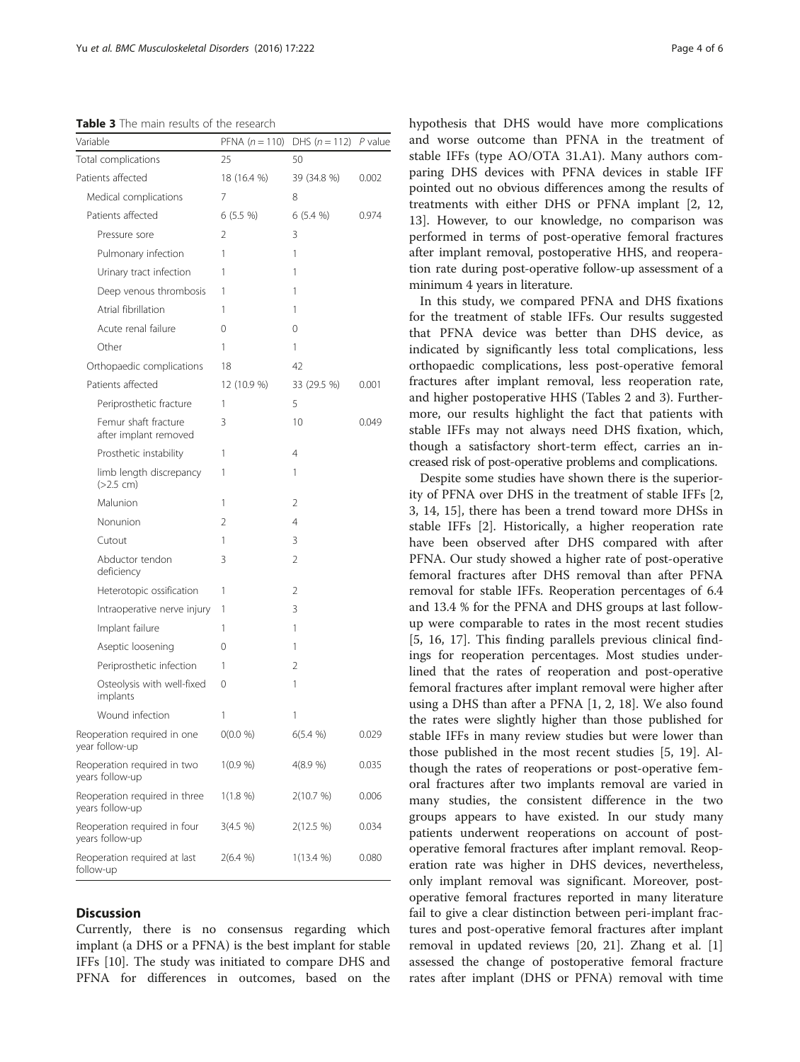**Table 3** The main results of the research

| Variable | PFNA (*n* = 110) | DHS (*n* = 112) | *P* value |
|---|---|---|---|
| Total complications | 25 | 50 | |
| Patients affected | 18 (16.4 %) | 39 (34.8 %) | 0.002 |
| Medical complications | 7 | 8 | |
| Patients affected | 6 (5.5 %) | 6 (5.4 %) | 0.974 |
| Pressure sore | 2 | 3 | |
| Pulmonary infection | 1 | 1 | |
| Urinary tract infection | 1 | 1 | |
| Deep venous thrombosis | 1 | 1 | |
| Atrial fibrillation | 1 | 1 | |
| Acute renal failure | 0 | 0 | |
| Other | 1 | 1 | |
| Orthopaedic complications | 18 | 42 | |
| Patients affected | 12 (10.9 %) | 33 (29.5 %) | 0.001 |
| Periprosthetic fracture | 1 | 5 | |
| Femur shaft fracture after implant removed | 3 | 10 | 0.049 |
| Prosthetic instability | 1 | 4 | |
| limb length discrepancy (>2.5 cm) | 1 | 1 | |
| Malunion | 1 | 2 | |
| Nonunion | 2 | 4 | |
| Cutout | 1 | 3 | |
| Abductor tendon deficiency | 3 | 2 | |
| Heterotopic ossification | 1 | 2 | |
| Intraoperative nerve injury | 1 | 3 | |
| Implant failure | 1 | 1 | |
| Aseptic loosening | 0 | 1 | |
| Periprosthetic infection | 1 | 2 | |
| Osteolysis with well-fixed implants | 0 | 1 | |
| Wound infection | 1 | 1 | |
| Reoperation required in one year follow-up | 0(0.0 %) | 6(5.4 %) | 0.029 |
| Reoperation required in two years follow-up | 1(0.9 %) | 4(8.9 %) | 0.035 |
| Reoperation required in three years follow-up | 1(1.8 %) | 2(10.7 %) | 0.006 |
| Reoperation required in four years follow-up | 3(4.5 %) | 2(12.5 %) | 0.034 |
| Reoperation required at last follow-up | 2(6.4 %) | 1(13.4 %) | 0.080 |

## Discussion

Currently, there is no consensus regarding which implant (a DHS or a PFNA) is the best implant for stable IFFs [10]. The study was initiated to compare DHS and PFNA for differences in outcomes, based on the hypothesis that DHS would have more complications and worse outcome than PFNA in the treatment of stable IFFs (type AO/OTA 31.A1). Many authors comparing DHS devices with PFNA devices in stable IFF pointed out no obvious differences among the results of treatments with either DHS or PFNA implant [2, 12, 13]. However, to our knowledge, no comparison was performed in terms of post-operative femoral fractures after implant removal, postoperative HHS, and reoperation rate during post-operative follow-up assessment of a minimum 4 years in literature.

In this study, we compared PFNA and DHS fixations for the treatment of stable IFFs. Our results suggested that PFNA device was better than DHS device, as indicated by significantly less total complications, less orthopaedic complications, less post-operative femoral fractures after implant removal, less reoperation rate, and higher postoperative HHS (Tables 2 and 3). Furthermore, our results highlight the fact that patients with stable IFFs may not always need DHS fixation, which, though a satisfactory short-term effect, carries an increased risk of post-operative problems and complications.

Despite some studies have shown there is the superiority of PFNA over DHS in the treatment of stable IFFs [2, 3, 14, 15], there has been a trend toward more DHSs in stable IFFs [2]. Historically, a higher reoperation rate have been observed after DHS compared with after PFNA. Our study showed a higher rate of post-operative femoral fractures after DHS removal than after PFNA removal for stable IFFs. Reoperation percentages of 6.4 and 13.4 % for the PFNA and DHS groups at last follow-up were comparable to rates in the most recent studies [5, 16, 17]. This finding parallels previous clinical findings for reoperation percentages. Most studies underlined that the rates of reoperation and post-operative femoral fractures after implant removal were higher after using a DHS than after a PFNA [1, 2, 18]. We also found the rates were slightly higher than those published for stable IFFs in many review studies but were lower than those published in the most recent studies [5, 19]. Although the rates of reoperations or post-operative femoral fractures after two implants removal are varied in many studies, the consistent difference in the two groups appears to have existed. In our study many patients underwent reoperations on account of post-operative femoral fractures after implant removal. Reoperation rate was higher in DHS devices, nevertheless, only implant removal was significant. Moreover, post-operative femoral fractures reported in many literature fail to give a clear distinction between peri-implant fractures and post-operative femoral fractures after implant removal in updated reviews [20, 21]. Zhang et al. [1] assessed the change of postoperative femoral fracture rates after implant (DHS or PFNA) removal with time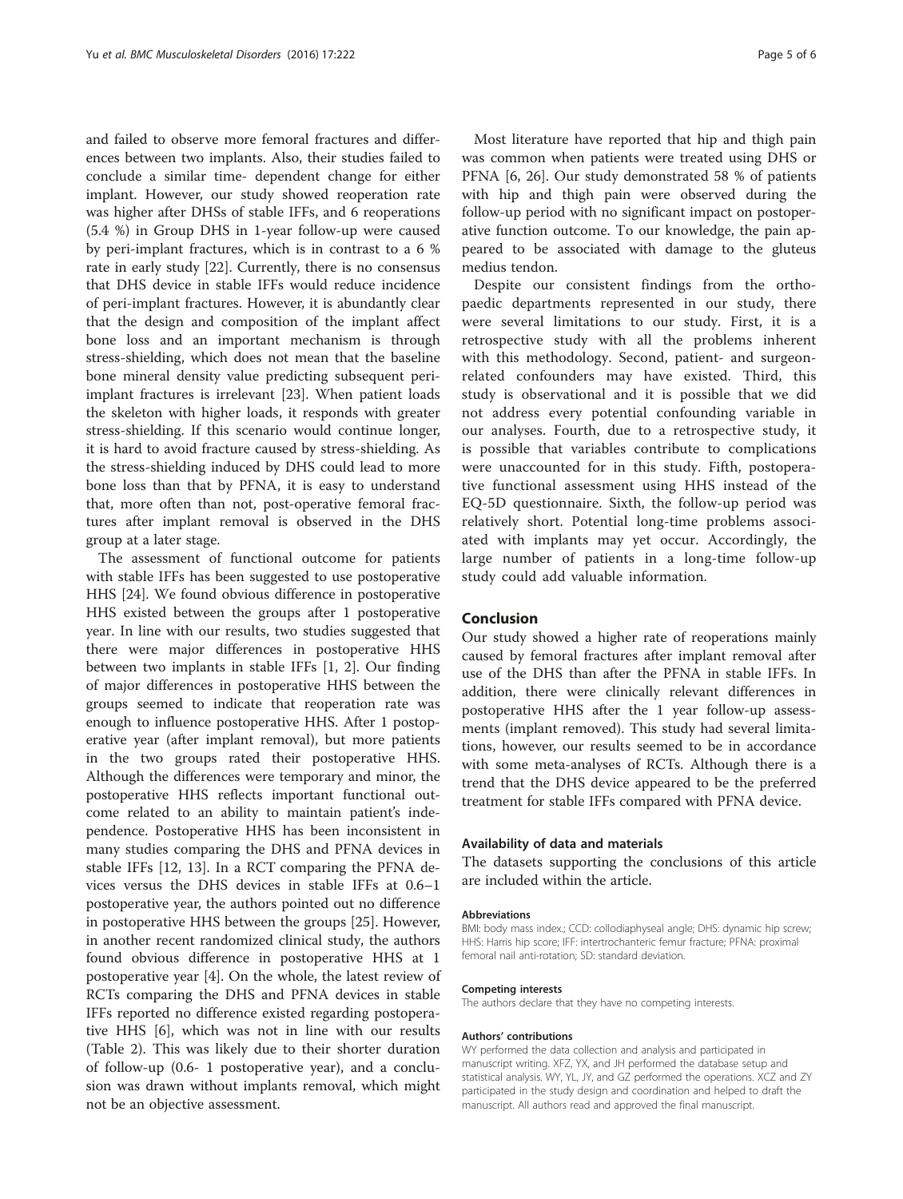and failed to observe more femoral fractures and differences between two implants. Also, their studies failed to conclude a similar time- dependent change for either implant. However, our study showed reoperation rate was higher after DHSs of stable IFFs, and 6 reoperations (5.4 %) in Group DHS in 1-year follow-up were caused by peri-implant fractures, which is in contrast to a 6 % rate in early study [22]. Currently, there is no consensus that DHS device in stable IFFs would reduce incidence of peri-implant fractures. However, it is abundantly clear that the design and composition of the implant affect bone loss and an important mechanism is through stress-shielding, which does not mean that the baseline bone mineral density value predicting subsequent peri-implant fractures is irrelevant [23]. When patient loads the skeleton with higher loads, it responds with greater stress-shielding. If this scenario would continue longer, it is hard to avoid fracture caused by stress-shielding. As the stress-shielding induced by DHS could lead to more bone loss than that by PFNA, it is easy to understand that, more often than not, post-operative femoral fractures after implant removal is observed in the DHS group at a later stage.

The assessment of functional outcome for patients with stable IFFs has been suggested to use postoperative HHS [24]. We found obvious difference in postoperative HHS existed between the groups after 1 postoperative year. In line with our results, two studies suggested that there were major differences in postoperative HHS between two implants in stable IFFs [1, 2]. Our finding of major differences in postoperative HHS between the groups seemed to indicate that reoperation rate was enough to influence postoperative HHS. After 1 postoperative year (after implant removal), but more patients in the two groups rated their postoperative HHS. Although the differences were temporary and minor, the postoperative HHS reflects important functional outcome related to an ability to maintain patient's independence. Postoperative HHS has been inconsistent in many studies comparing the DHS and PFNA devices in stable IFFs [12, 13]. In a RCT comparing the PFNA devices versus the DHS devices in stable IFFs at 0.6–1 postoperative year, the authors pointed out no difference in postoperative HHS between the groups [25]. However, in another recent randomized clinical study, the authors found obvious difference in postoperative HHS at 1 postoperative year [4]. On the whole, the latest review of RCTs comparing the DHS and PFNA devices in stable IFFs reported no difference existed regarding postoperative HHS [6], which was not in line with our results (Table 2). This was likely due to their shorter duration of follow-up (0.6- 1 postoperative year), and a conclusion was drawn without implants removal, which might not be an objective assessment.

Most literature have reported that hip and thigh pain was common when patients were treated using DHS or PFNA [6, 26]. Our study demonstrated 58 % of patients with hip and thigh pain were observed during the follow-up period with no significant impact on postoperative function outcome. To our knowledge, the pain appeared to be associated with damage to the gluteus medius tendon.

Despite our consistent findings from the orthopaedic departments represented in our study, there were several limitations to our study. First, it is a retrospective study with all the problems inherent with this methodology. Second, patient- and surgeon-related confounders may have existed. Third, this study is observational and it is possible that we did not address every potential confounding variable in our analyses. Fourth, due to a retrospective study, it is possible that variables contribute to complications were unaccounted for in this study. Fifth, postoperative functional assessment using HHS instead of the EQ-5D questionnaire. Sixth, the follow-up period was relatively short. Potential long-time problems associated with implants may yet occur. Accordingly, the large number of patients in a long-time follow-up study could add valuable information.

## Conclusion

Our study showed a higher rate of reoperations mainly caused by femoral fractures after implant removal after use of the DHS than after the PFNA in stable IFFs. In addition, there were clinically relevant differences in postoperative HHS after the 1 year follow-up assessments (implant removed). This study had several limitations, however, our results seemed to be in accordance with some meta-analyses of RCTs. Although there is a trend that the DHS device appeared to be the preferred treatment for stable IFFs compared with PFNA device.

### Availability of data and materials

The datasets supporting the conclusions of this article are included within the article.

#### Abbreviations

BMI: body mass index.; CCD: collodiaphyseal angle; DHS: dynamic hip screw; HHS: Harris hip score; IFF: intertrochanteric femur fracture; PFNA: proximal femoral nail anti-rotation; SD: standard deviation.

#### Competing interests

The authors declare that they have no competing interests.

#### Authors' contributions

WY performed the data collection and analysis and participated in manuscript writing. XFZ, YX, and JH performed the database setup and statistical analysis. WY, YL, JY, and GZ performed the operations. XCZ and ZY participated in the study design and coordination and helped to draft the manuscript. All authors read and approved the final manuscript.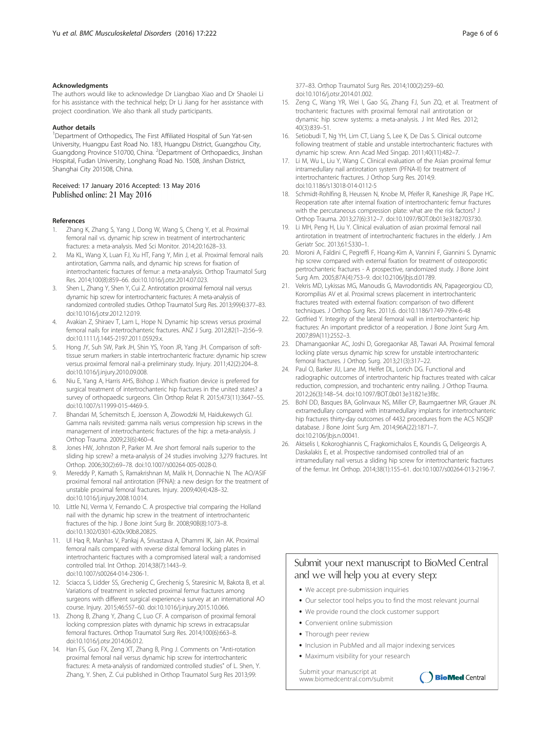### Acknowledgments

The authors would like to acknowledge Dr Liangbao Xiao and Dr Shaolei Li for his assistance with the technical help; Dr Li Jiang for her assistance with project coordination. We also thank all study participants.

### Author details

[1]Department of Orthopedics, The First Affiliated Hospital of Sun Yat-sen University, Huangpu East Road No. 183, Huangpu District, Guangzhou City, Guangdong Province 510700, China. [2]Department of Orthopaedics, Jinshan Hospital, Fudan University, Longhang Road No. 1508, Jinshan District, Shanghai City 201508, China.

Received: 17 January 2016 Accepted: 13 May 2016
Published online: 21 May 2016

### References

1. Zhang K, Zhang S, Yang J, Dong W, Wang S, Cheng Y, et al. Proximal femoral nail vs. dynamic hip screw in treatment of intertrochanteric fractures: a meta-analysis. Med Sci Monitor. 2014;20:1628–33.
2. Ma KL, Wang X, Luan FJ, Xu HT, Fang Y, Min J, et al. Proximal femoral nails antirotation, Gamma nails, and dynamic hip screws for fixation of intertrochanteric fractures of femur: a meta-analysis. Orthop Traumatol Surg Res. 2014;100(8):859–66. doi:10.1016/j.otsr.2014.07.023.
3. Shen L, Zhang Y, Shen Y, Cui Z. Antirotation proximal femoral nail versus dynamic hip screw for intertrochanteric fractures: A meta-analysis of randomized controlled studies. Orthop Traumatol Surg Res. 2013;99(4):377–83. doi:10.1016/j.otsr.2012.12.019.
4. Avakian Z, Shiraev T, Lam L, Hope N. Dynamic hip screws versus proximal femoral nails for intertrochanteric fractures. ANZ J Surg. 2012;82(1–2):56–9. doi:10.1111/j.1445-2197.2011.05929.x.
5. Hong JY, Suh SW, Park JH, Shin YS, Yoon JR, Yang JH. Comparison of soft-tissue serum markers in stable intertrochanteric fracture: dynamic hip screw versus proximal femoral nail-a preliminary study. Injury. 2011;42(2):204–8. doi:10.1016/j.injury.2010.09.008.
6. Niu E, Yang A, Harris AHS, Bishop J. Which fixation device is preferred for surgical treatment of intertrochanteric hip fractures in the united states? a survey of orthopaedic surgeons. Clin Orthop Relat R. 2015;473(11):3647–55. doi:10.1007/s11999-015-4469-5.
7. Bhandari M, Schemitsch E, Joensson A, Zlowodzki M, Haidukewych GJ. Gamma nails revisited: gamma nails versus compression hip screws in the management of intertrochanteric fractures of the hip: a meta-analysis. J Orthop Trauma. 2009;23(6):460–4.
8. Jones HW, Johnston P, Parker M. Are short femoral nails superior to the sliding hip screw? a meta-analysis of 24 studies involving 3,279 fractures. Int Orthop. 2006;30(2):69–78. doi:10.1007/s00264-005-0028-0.
9. Mereddy P, Kamath S, Ramakrishnan M, Malik H, Donnachie N. The AO/ASIF proximal femoral nail antirotation (PFNA): a new design for the treatment of unstable proximal femoral fractures. Injury. 2009;40(4):428–32. doi:10.1016/j.injury.2008.10.014.
10. Little NJ, Verma V, Fernando C. A prospective trial comparing the Holland nail with the dynamic hip screw in the treatment of intertrochanteric fractures of the hip. J Bone Joint Surg Br. 2008;90B(8):1073–8. doi:10.1302/0301-620x.90b8.20825.
11. Ul Haq R, Manhas V, Pankaj A, Srivastava A, Dhammi IK, Jain AK. Proximal femoral nails compared with reverse distal femoral locking plates in intertrochanteric fractures with a compromised lateral wall; a randomised controlled trial. Int Orthop. 2014;38(7):1443–9. doi:10.1007/s00264-014-2306-1.
12. Sciacca S, Lidder SS, Grechenig C, Grechenig S, Staresinic M, Bakota B, et al. Variations of treatment in selected proximal femur fractures among surgeons with different surgical experience-a survey at an international AO course. Injury. 2015;46:S57–60. doi:10.1016/j.injury.2015.10.066.
13. Zhong B, Zhang Y, Zhang C, Luo CF. A comparison of proximal femoral locking compression plates with dynamic hip screws in extracapsular femoral fractures. Orthop Traumatol Surg Res. 2014;100(6):663–8. doi:10.1016/j.otsr.2014.06.012.
14. Han FS, Guo FX, Zeng XT, Zhang B, Ping J. Comments on "Anti-rotation proximal femoral nail versus dynamic hip screw for intertrochanteric fractures: A meta-analysis of randomized controlled studies" of L. Shen, Y. Zhang, Y. Shen, Z. Cui published in Orthop Traumatol Surg Res 2013;99: 377–83. Orthop Traumatol Surg Res. 2014;100(2):259–60. doi:10.1016/j.otsr.2014.01.002.
15. Zeng C, Wang YR, Wei J, Gao SG, Zhang FJ, Sun ZQ, et al. Treatment of trochanteric fractures with proximal femoral nail antirotation or dynamic hip screw systems: a meta-analysis. J Int Med Res. 2012; 40(3):839–51.
16. Setiobudi T, Ng YH, Lim CT, Liang S, Lee K, De Das S. Clinical outcome following treatment of stable and unstable intertrochanteric fractures with dynamic hip screw. Ann Acad Med Singap. 2011;40(11):482–7.
17. Li M, Wu L, Liu Y, Wang C. Clinical evaluation of the Asian proximal femur intramedullary nail antirotation system (PFNA-II) for treatment of intertrochanteric fractures. J Orthop Surg Res. 2014;9. doi:10.1186/s13018-014-0112-5
18. Schmidt-Rohlfing B, Heussen N, Knobe M, Pfeifer R, Kaneshige JR, Pape HC. Reoperation rate after internal fixation of intertrochanteric femur fractures with the percutaneous compression plate: what are the risk factors? J Orthop Trauma. 2013;27(6):312–7. doi:10.1097/BOT.0b013e3182703730.
19. Li MH, Peng H, Liu Y. Clinical evaluation of asian proximal femoral nail antirotation in treatment of intertrochanteric fractures in the elderly. J Am Geriatr Soc. 2013;61:S330–1.
20. Moroni A, Faldini C, Pegreffi F, Hoang-Kim A, Vannini F, Giannini S. Dynamic hip screw compared with external fixation for treatment of osteoporotic pertrochanteric fractures - A prospective, randomized study. J Bone Joint Surg Am. 2005;87A(4):753–9. doi:10.2106/jbjs.d.01789.
21. Vekris MD, Lykissas MG, Manoudis G, Mavrodontidis AN, Papageorgiou CD, Korompilias AV et al. Proximal screws placement in intertrochanteric fractures treated with external fixation: comparison of two different techniques. J Orthop Surg Res. 2011;6. doi:10.1186/1749-799x-6-48
22. Gotfried Y. Integrity of the lateral femoral wall in intertrochanteric hip fractures: An important predictor of a reoperation. J Bone Joint Surg Am. 2007;89A(11):2552–3.
23. Dhamangaonkar AC, Joshi D, Goregaonkar AB, Tawari AA. Proximal femoral locking plate versus dynamic hip screw for unstable intertrochanteric femoral fractures. J Orthop Surg. 2013;21(3):317–22.
24. Paul O, Barker JU, Lane JM, Helfet DL, Lorich DG. Functional and radiographic outcomes of intertrochanteric hip fractures treated with calcar reduction, compression, and trochanteric entry nailing. J Orthop Trauma. 2012;26(3):148–54. doi:10.1097/BOT.0b013e31821e3f8c.
25. Bohl DD, Basques BA, Golinvaux NS, Miller CP, Baumgaertner MR, Grauer JN. extramedullary compared with intramedullary implants for intertrochanteric hip fractures thirty-day outcomes of 4432 procedures from the ACS NSQIP database. J Bone Joint Surg Am. 2014;96A(22):1871–7. doi:10.2106/jbjs.n.00041.
26. Aktselis I, Kokoroghiannis C, Fragkomichalos E, Koundis G, Deligeorgis A, Daskalakis E, et al. Prospective randomised controlled trial of an intramedullary nail versus a sliding hip screw for intertrochanteric fractures of the femur. Int Orthop. 2014;38(1):155–61. doi:10.1007/s00264-013-2196-7.

Submit your next manuscript to BioMed Central and we will help you at every step:

- We accept pre-submission inquiries
- Our selector tool helps you to find the most relevant journal
- We provide round the clock customer support
- Convenient online submission
- Thorough peer review
- Inclusion in PubMed and all major indexing services
- Maximum visibility for your research

Submit your manuscript at www.biomedcentral.com/submit

BioMed Central